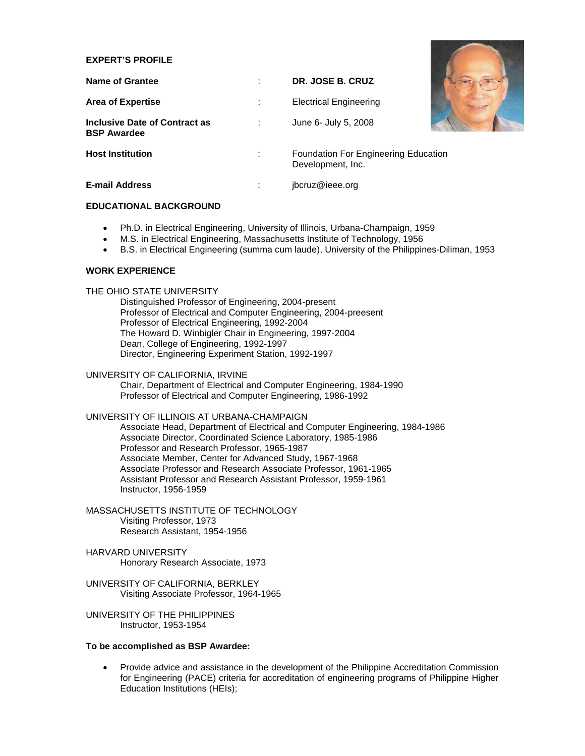## EXPERT'S PROFILE

| | | |
|---|---|---|
| **Name of Grantee** | : | **DR. JOSE B. CRUZ** |
| **Area of Expertise** | : | Electrical Engineering |
| **Inclusive Date of Contract as BSP Awardee** | : | June 6- July 5, 2008 |
| **Host Institution** | : | Foundation For Engineering Education Development, Inc. |
| **E-mail Address** | : | jbcruz@ieee.org |

## EDUCATIONAL BACKGROUND

- Ph.D. in Electrical Engineering, University of Illinois, Urbana-Champaign, 1959
- M.S. in Electrical Engineering, Massachusetts Institute of Technology, 1956
- B.S. in Electrical Engineering (summa cum laude), University of the Philippines-Diliman, 1953

## WORK EXPERIENCE

THE OHIO STATE UNIVERSITY
- Distinguished Professor of Engineering, 2004-present
- Professor of Electrical and Computer Engineering, 2004-preesent
- Professor of Electrical Engineering, 1992-2004
- The Howard D. Winbigler Chair in Engineering, 1997-2004
- Dean, College of Engineering, 1992-1997
- Director, Engineering Experiment Station, 1992-1997

UNIVERSITY OF CALIFORNIA, IRVINE
- Chair, Department of Electrical and Computer Engineering, 1984-1990
- Professor of Electrical and Computer Engineering, 1986-1992

UNIVERSITY OF ILLINOIS AT URBANA-CHAMPAIGN
- Associate Head, Department of Electrical and Computer Engineering, 1984-1986
- Associate Director, Coordinated Science Laboratory, 1985-1986
- Professor and Research Professor, 1965-1987
- Associate Member, Center for Advanced Study, 1967-1968
- Associate Professor and Research Associate Professor, 1961-1965
- Assistant Professor and Research Assistant Professor, 1959-1961
- Instructor, 1956-1959

MASSACHUSETTS INSTITUTE OF TECHNOLOGY
- Visiting Professor, 1973
- Research Assistant, 1954-1956

HARVARD UNIVERSITY
- Honorary Research Associate, 1973

UNIVERSITY OF CALIFORNIA, BERKLEY
- Visiting Associate Professor, 1964-1965

UNIVERSITY OF THE PHILIPPINES
- Instructor, 1953-1954

**To be accomplished as BSP Awardee:**

- Provide advice and assistance in the development of the Philippine Accreditation Commission for Engineering (PACE) criteria for accreditation of engineering programs of Philippine Higher Education Institutions (HEIs);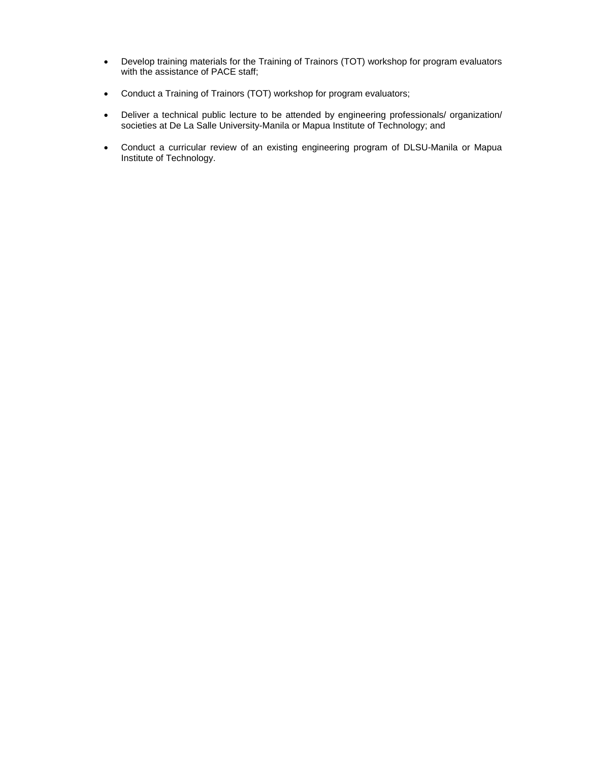- Develop training materials for the Training of Trainors (TOT) workshop for program evaluators with the assistance of PACE staff;
- Conduct a Training of Trainors (TOT) workshop for program evaluators;
- Deliver a technical public lecture to be attended by engineering professionals/ organization/ societies at De La Salle University-Manila or Mapua Institute of Technology; and
- Conduct a curricular review of an existing engineering program of DLSU-Manila or Mapua Institute of Technology.